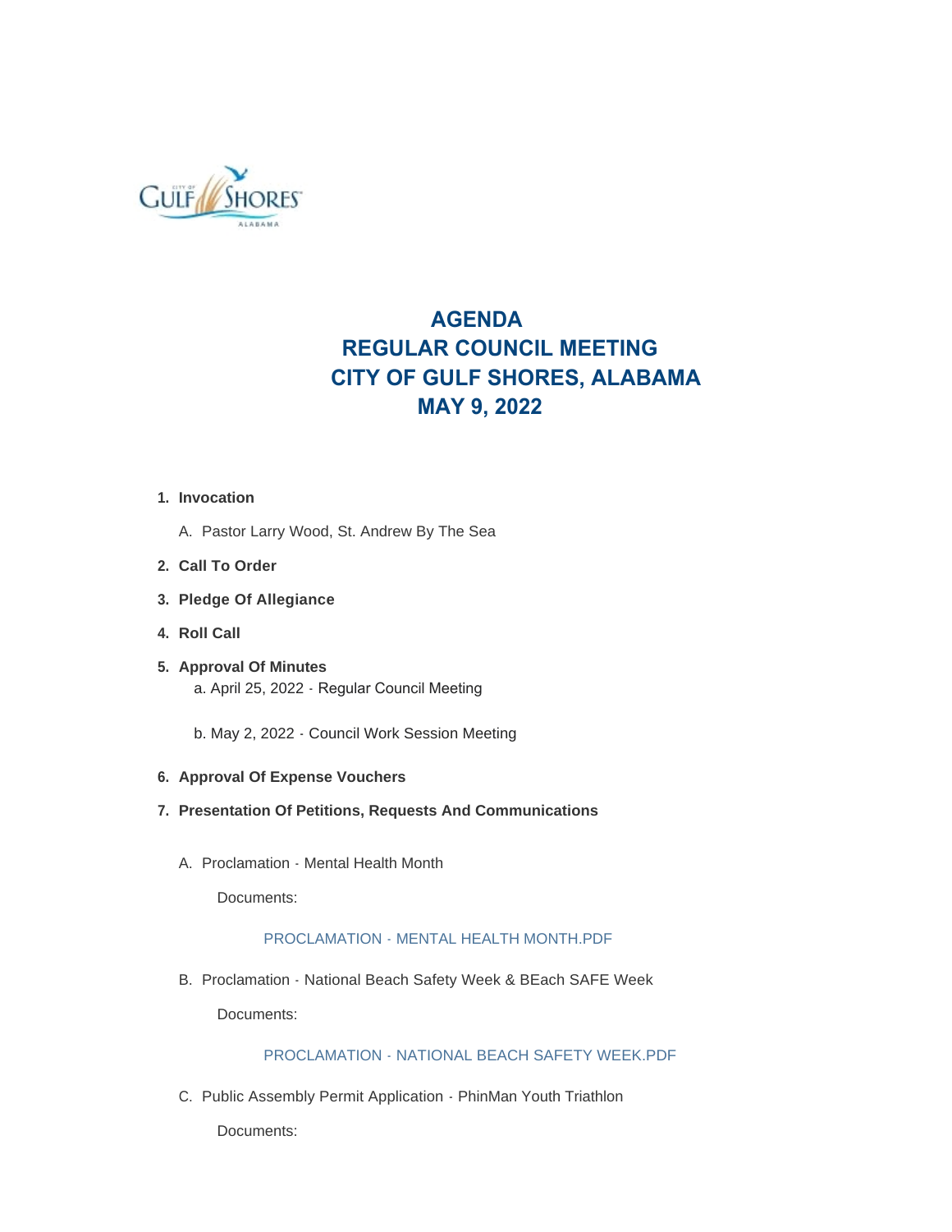# AGENDA
# REGULAR COUNCIL MEETING
# CITY OF GULF SHORES, ALABAMA
# MAY 9, 2022

1. **Invocation**

   A. Pastor Larry Wood, St. Andrew By The Sea

2. **Call To Order**

3. **Pledge Of Allegiance**

4. **Roll Call**

5. **Approval Of Minutes**

   a. April 25, 2022 - Regular Council Meeting

   b. May 2, 2022 - Council Work Session Meeting

6. **Approval Of Expense Vouchers**

7. **Presentation Of Petitions, Requests And Communications**

   A. Proclamation - Mental Health Month

      Documents:

      PROCLAMATION - MENTAL HEALTH MONTH.PDF

   B. Proclamation - National Beach Safety Week & BEach SAFE Week

      Documents:

      PROCLAMATION - NATIONAL BEACH SAFETY WEEK.PDF

   C. Public Assembly Permit Application - PhinMan Youth Triathlon

      Documents: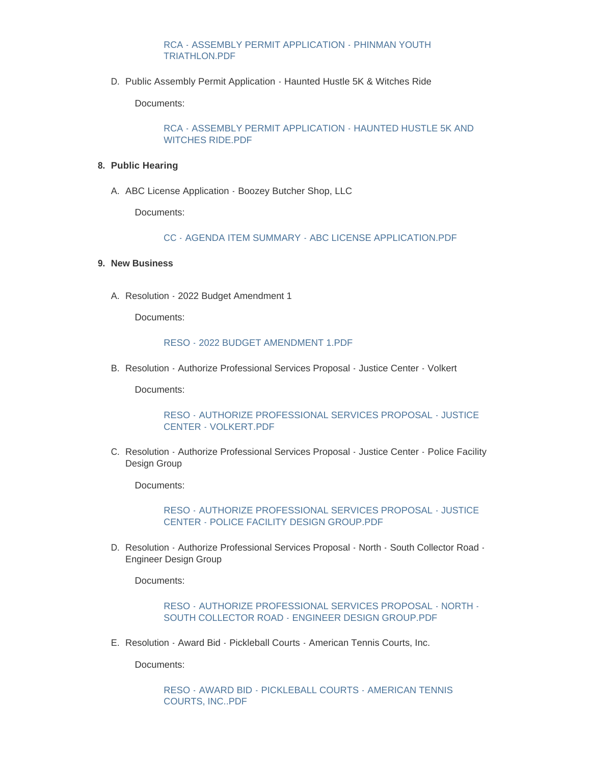RCA - ASSEMBLY PERMIT APPLICATION - PHINMAN YOUTH TRIATHLON.PDF

D. Public Assembly Permit Application - Haunted Hustle 5K & Witches Ride

Documents:

RCA - ASSEMBLY PERMIT APPLICATION - HAUNTED HUSTLE 5K AND WITCHES RIDE.PDF

8. **Public Hearing**

A. ABC License Application - Boozey Butcher Shop, LLC

Documents:

CC - AGENDA ITEM SUMMARY - ABC LICENSE APPLICATION.PDF

9. **New Business**

A. Resolution - 2022 Budget Amendment 1

Documents:

RESO - 2022 BUDGET AMENDMENT 1.PDF

B. Resolution - Authorize Professional Services Proposal - Justice Center - Volkert

Documents:

RESO - AUTHORIZE PROFESSIONAL SERVICES PROPOSAL - JUSTICE CENTER - VOLKERT.PDF

C. Resolution - Authorize Professional Services Proposal - Justice Center - Police Facility Design Group

Documents:

RESO - AUTHORIZE PROFESSIONAL SERVICES PROPOSAL - JUSTICE CENTER - POLICE FACILITY DESIGN GROUP.PDF

D. Resolution - Authorize Professional Services Proposal - North - South Collector Road - Engineer Design Group

Documents:

RESO - AUTHORIZE PROFESSIONAL SERVICES PROPOSAL - NORTH - SOUTH COLLECTOR ROAD - ENGINEER DESIGN GROUP.PDF

E. Resolution - Award Bid - Pickleball Courts - American Tennis Courts, Inc.

Documents:

RESO - AWARD BID - PICKLEBALL COURTS - AMERICAN TENNIS COURTS, INC..PDF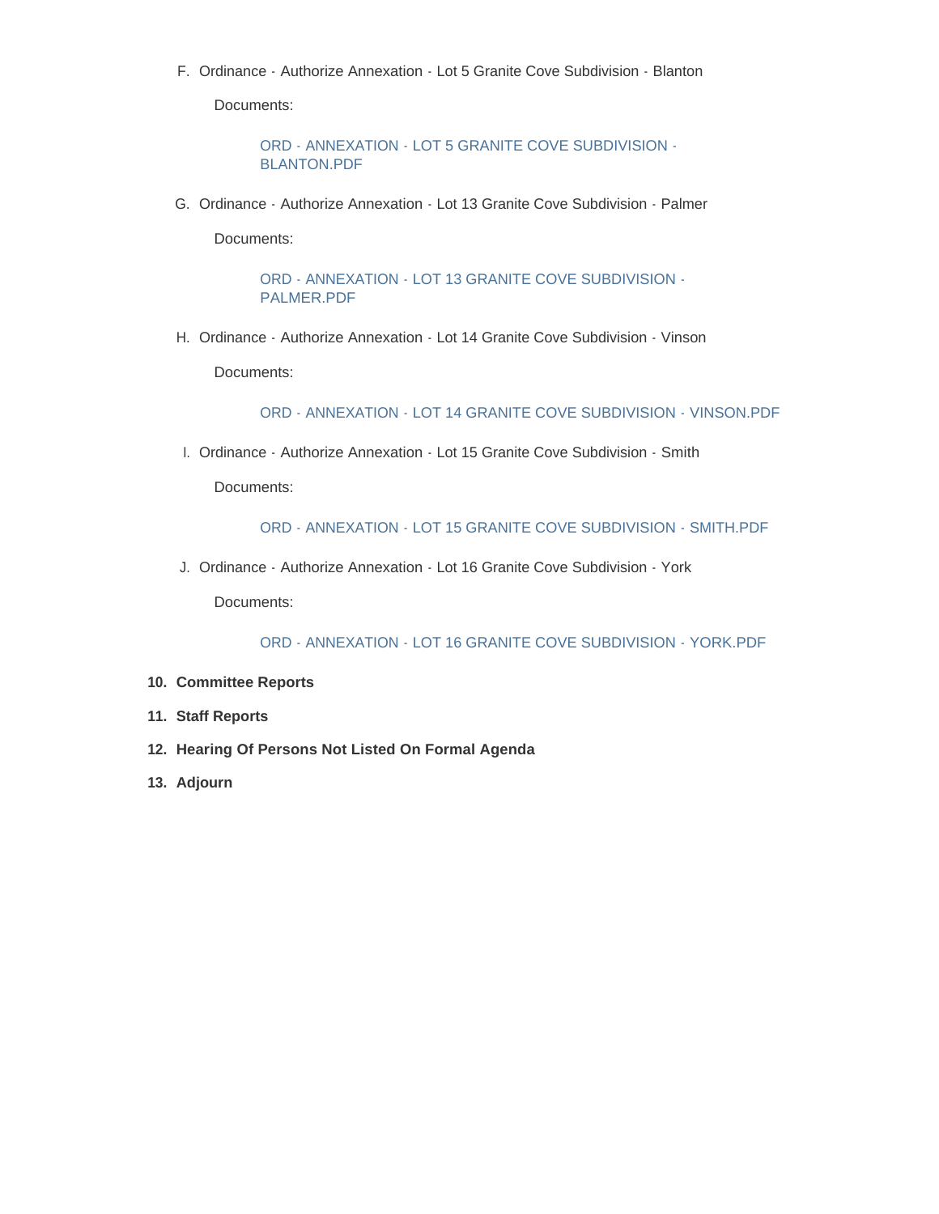F. Ordinance - Authorize Annexation - Lot 5 Granite Cove Subdivision - Blanton

   Documents:

   ORD - ANNEXATION - LOT 5 GRANITE COVE SUBDIVISION - BLANTON.PDF

G. Ordinance - Authorize Annexation - Lot 13 Granite Cove Subdivision - Palmer

   Documents:

   ORD - ANNEXATION - LOT 13 GRANITE COVE SUBDIVISION - PALMER.PDF

H. Ordinance - Authorize Annexation - Lot 14 Granite Cove Subdivision - Vinson

   Documents:

   ORD - ANNEXATION - LOT 14 GRANITE COVE SUBDIVISION - VINSON.PDF

I. Ordinance - Authorize Annexation - Lot 15 Granite Cove Subdivision - Smith

   Documents:

   ORD - ANNEXATION - LOT 15 GRANITE COVE SUBDIVISION - SMITH.PDF

J. Ordinance - Authorize Annexation - Lot 16 Granite Cove Subdivision - York

   Documents:

   ORD - ANNEXATION - LOT 16 GRANITE COVE SUBDIVISION - YORK.PDF

**10. Committee Reports**

**11. Staff Reports**

**12. Hearing Of Persons Not Listed On Formal Agenda**

**13. Adjourn**